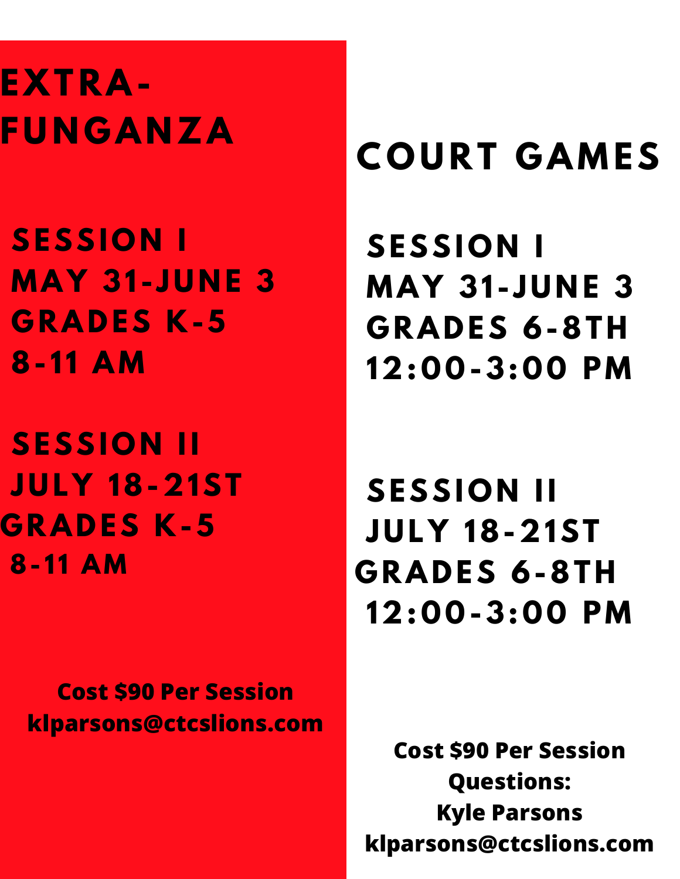# EXTRA-FUNGANZA

**SESSION I**
**MAY 31-JUNE 3**
**GRADES K-5**
**8-11 AM**

**SESSION II**
**JULY 18-21ST**
**GRADES K-5**
**8-11 AM**

**Cost $90 Per Session**
**klparsons@ctcslions.com**

# COURT GAMES

**SESSION I**
**MAY 31-JUNE 3**
**GRADES 6-8TH**
**12:00-3:00 PM**

**SESSION II**
**JULY 18-21ST**
**GRADES 6-8TH**
**12:00-3:00 PM**

**Cost $90 Per Session**
**Questions:**
**Kyle Parsons**
**klparsons@ctcslions.com**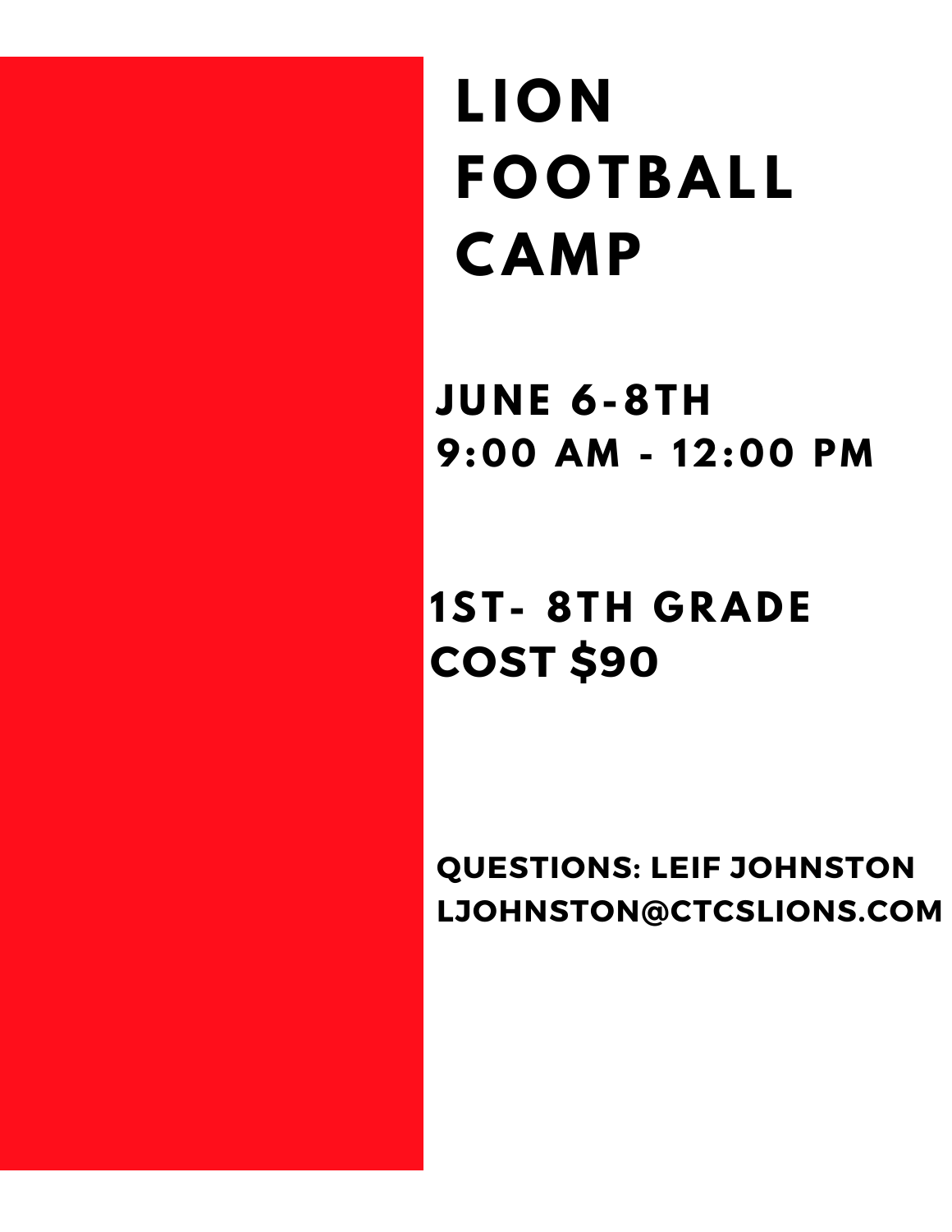# LION FOOTBALL CAMP

**JUNE 6-8TH**
**9:00 AM - 12:00 PM**

**1ST- 8TH GRADE**
**COST $90**

**QUESTIONS: LEIF JOHNSTON**
**LJOHNSTON@CTCSLIONS.COM**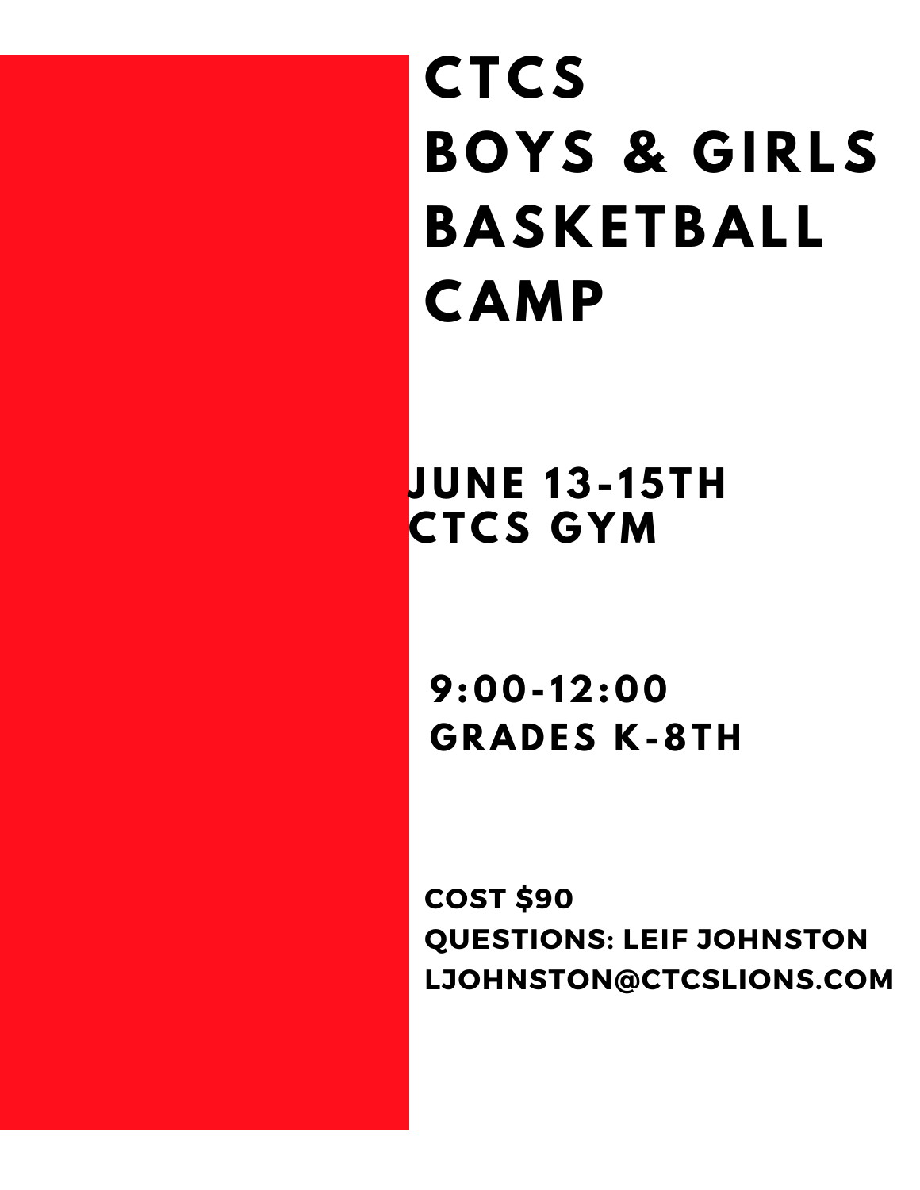# CTCS BOYS & GIRLS BASKETBALL CAMP

**JUNE 13-15TH**
**CTCS GYM**

**9:00-12:00**
**GRADES K-8TH**

**COST $90**
**QUESTIONS: LEIF JOHNSTON**
**LJOHNSTON@CTCSLIONS.COM**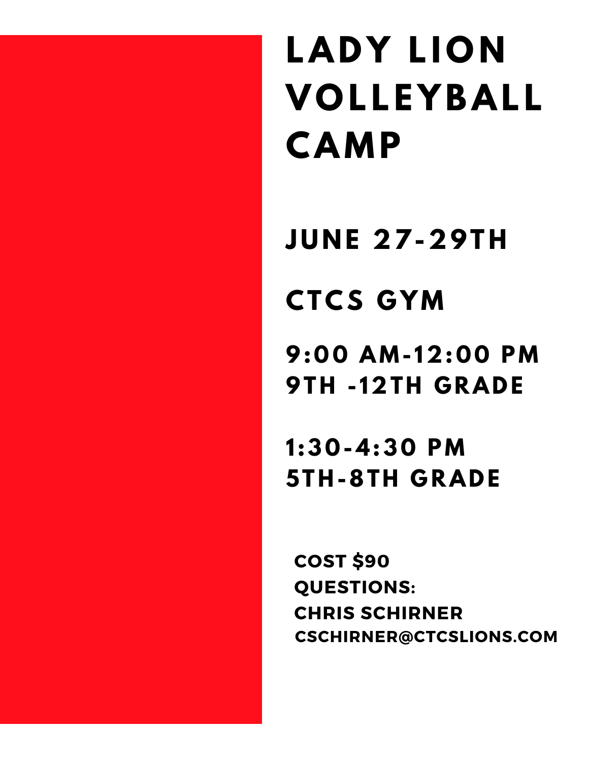# LADY LION VOLLEYBALL CAMP

## JUNE 27-29TH

## CTCS GYM

## 9:00 AM-12:00 PM
## 9TH -12TH GRADE

## 1:30-4:30 PM
## 5TH-8TH GRADE

**COST $90**
**QUESTIONS:**
**CHRIS SCHIRNER**
**CSCHIRNER@CTCSLIONS.COM**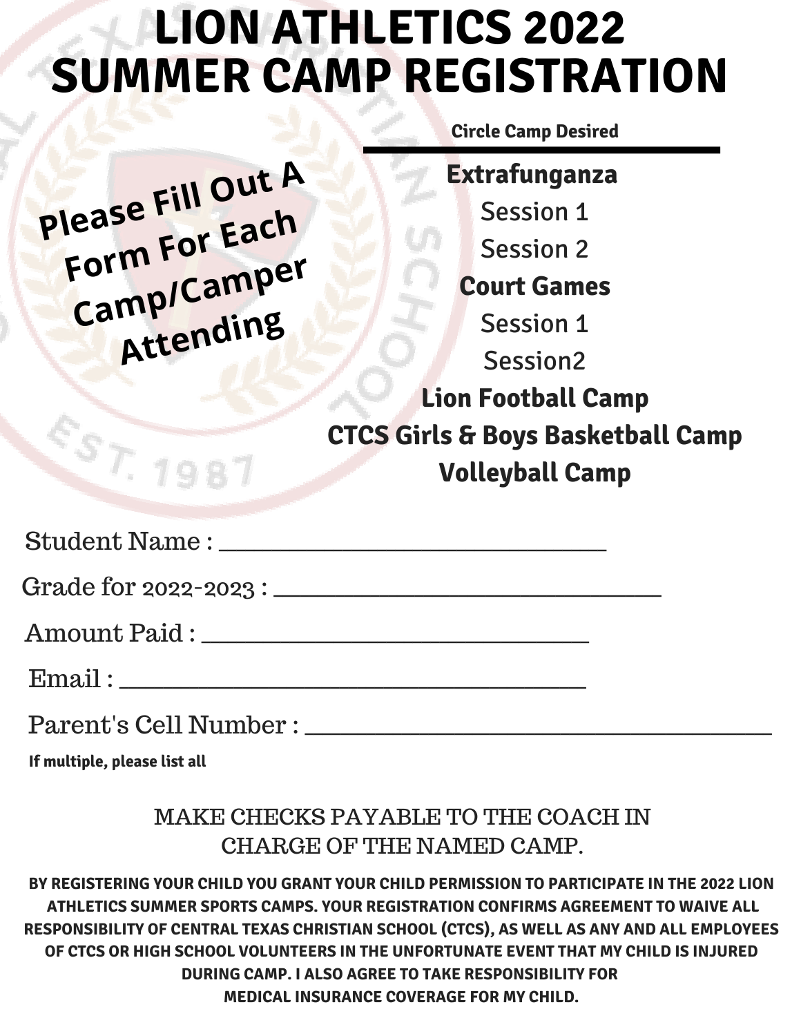# LION ATHLETICS 2022 SUMMER CAMP REGISTRATION

**Please Fill Out A Form For Each Camp/Camper Attending**

**Circle Camp Desired**

**Extrafunganza**

Session 1

Session 2

**Court Games**

Session 1

Session2

**Lion Football Camp**

**CTCS Girls & Boys Basketball Camp**

**Volleyball Camp**

Student Name : ______________________________

Grade for 2022-2023 : ______________________________

Amount Paid : ______________________________

Email : ____________________________________

Parent's Cell Number : ____________________________________

**If multiple, please list all**

MAKE CHECKS PAYABLE TO THE COACH IN CHARGE OF THE NAMED CAMP.

**BY REGISTERING YOUR CHILD YOU GRANT YOUR CHILD PERMISSION TO PARTICIPATE IN THE 2022 LION ATHLETICS SUMMER SPORTS CAMPS. YOUR REGISTRATION CONFIRMS AGREEMENT TO WAIVE ALL RESPONSIBILITY OF CENTRAL TEXAS CHRISTIAN SCHOOL (CTCS), AS WELL AS ANY AND ALL EMPLOYEES OF CTCS OR HIGH SCHOOL VOLUNTEERS IN THE UNFORTUNATE EVENT THAT MY CHILD IS INJURED DURING CAMP. I ALSO AGREE TO TAKE RESPONSIBILITY FOR MEDICAL INSURANCE COVERAGE FOR MY CHILD.**